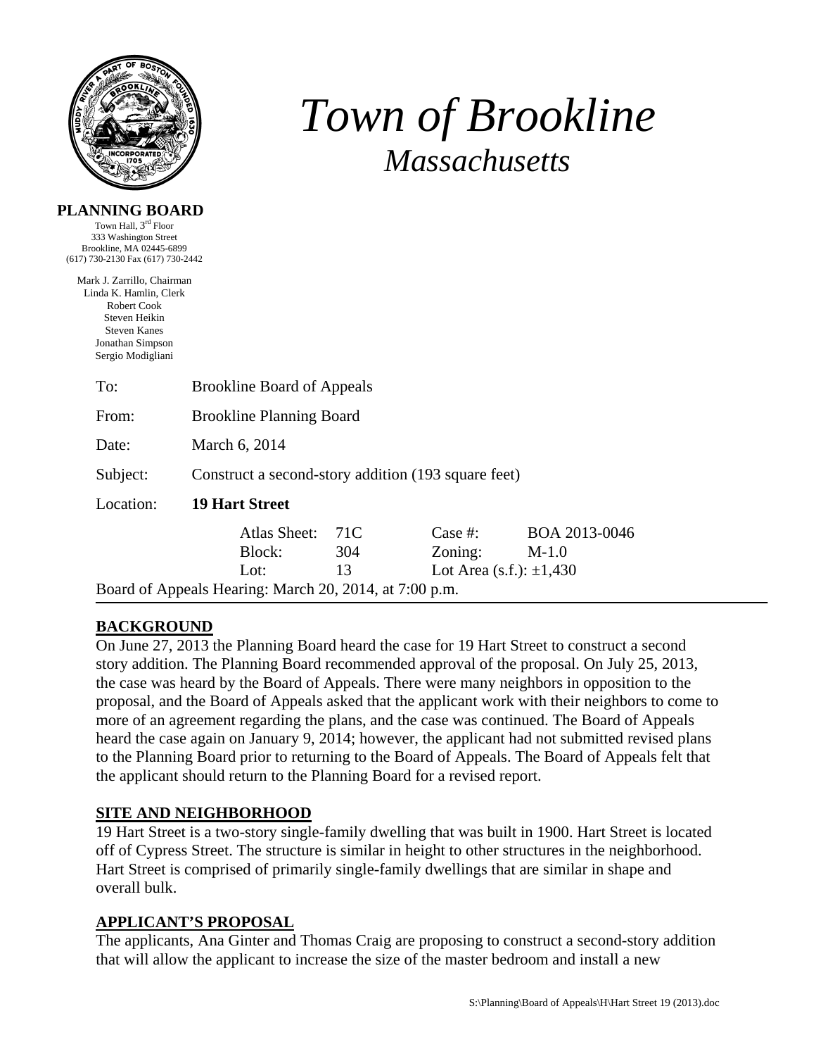# *Town of Brookline*

## *Massachusetts*

**PLANNING BOARD**

Town Hall, 3rd Floor
333 Washington Street
Brookline, MA 02445-6899
(617) 730-2130 Fax (617) 730-2442

Mark J. Zarrillo, Chairman
Linda K. Hamlin, Clerk
Robert Cook
Steven Heikin
Steven Kanes
Jonathan Simpson
Sergio Modigliani

| | |
|---|---|
| To: | Brookline Board of Appeals |
| From: | Brookline Planning Board |
| Date: | March 6, 2014 |
| Subject: | Construct a second-story addition (193 square feet) |
| Location: | **19 Hart Street** |

| | | | |
|---|---|---|---|
| Atlas Sheet: | 71C | Case #: | BOA 2013-0046 |
| Block: | 304 | Zoning: | M-1.0 |
| Lot: | 13 | Lot Area (s.f.): | ±1,430 |

Board of Appeals Hearing: March 20, 2014, at 7:00 p.m.

**BACKGROUND**

On June 27, 2013 the Planning Board heard the case for 19 Hart Street to construct a second story addition. The Planning Board recommended approval of the proposal. On July 25, 2013, the case was heard by the Board of Appeals. There were many neighbors in opposition to the proposal, and the Board of Appeals asked that the applicant work with their neighbors to come to more of an agreement regarding the plans, and the case was continued. The Board of Appeals heard the case again on January 9, 2014; however, the applicant had not submitted revised plans to the Planning Board prior to returning to the Board of Appeals. The Board of Appeals felt that the applicant should return to the Planning Board for a revised report.

**SITE AND NEIGHBORHOOD**

19 Hart Street is a two-story single-family dwelling that was built in 1900. Hart Street is located off of Cypress Street. The structure is similar in height to other structures in the neighborhood. Hart Street is comprised of primarily single-family dwellings that are similar in shape and overall bulk.

**APPLICANT'S PROPOSAL**

The applicants, Ana Ginter and Thomas Craig are proposing to construct a second-story addition that will allow the applicant to increase the size of the master bedroom and install a new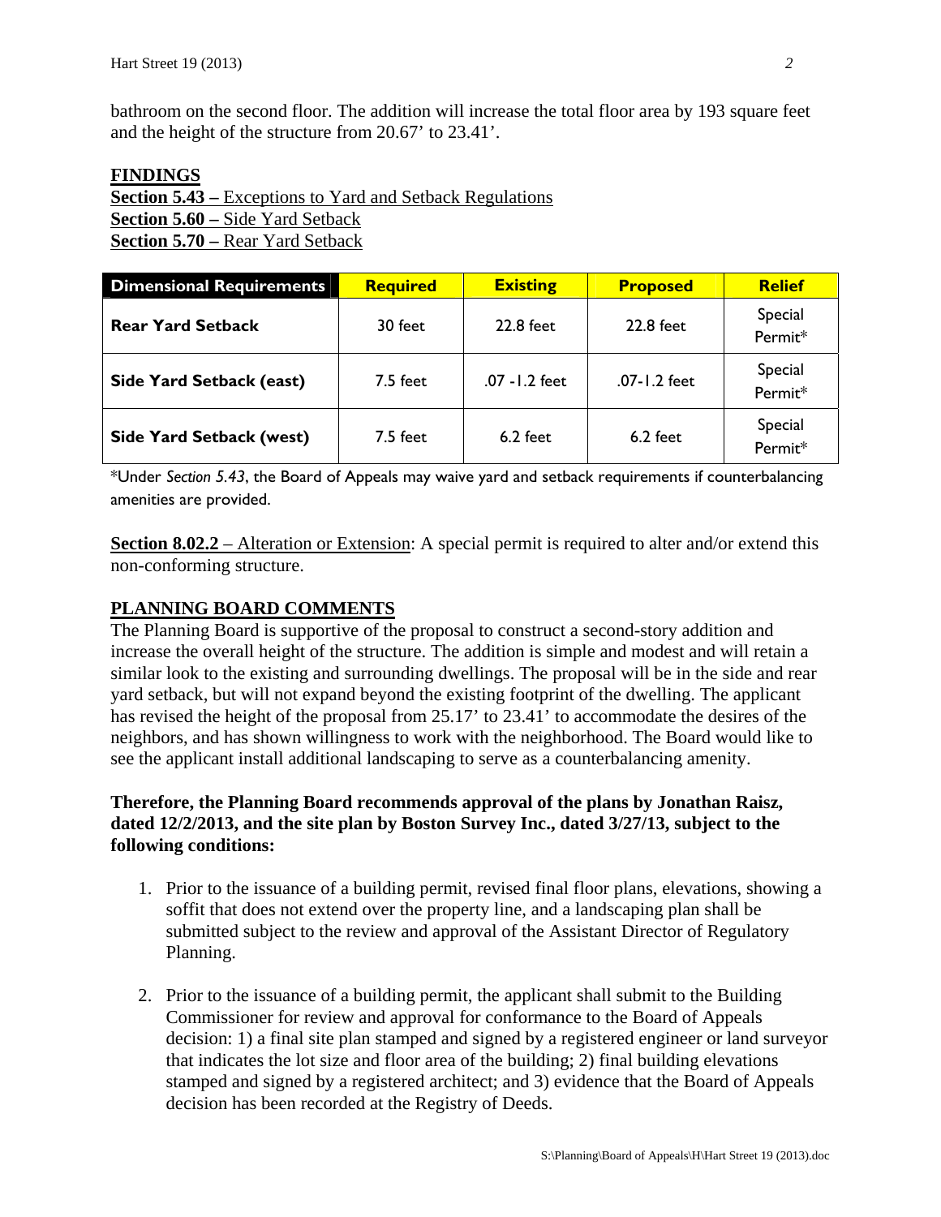bathroom on the second floor. The addition will increase the total floor area by 193 square feet and the height of the structure from 20.67' to 23.41'.

**FINDINGS**

**Section 5.43 –** Exceptions to Yard and Setback Regulations
**Section 5.60 –** Side Yard Setback
**Section 5.70 –** Rear Yard Setback

| Dimensional Requirements | Required | Existing | Proposed | Relief |
|---|---|---|---|---|
| Rear Yard Setback | 30 feet | 22.8 feet | 22.8 feet | Special Permit* |
| Side Yard Setback (east) | 7.5 feet | .07 -1.2 feet | .07-1.2 feet | Special Permit* |
| Side Yard Setback (west) | 7.5 feet | 6.2 feet | 6.2 feet | Special Permit* |

*Under *Section 5.43*, the Board of Appeals may waive yard and setback requirements if counterbalancing amenities are provided.

**Section 8.02.2** – Alteration or Extension: A special permit is required to alter and/or extend this non-conforming structure.

**PLANNING BOARD COMMENTS**

The Planning Board is supportive of the proposal to construct a second-story addition and increase the overall height of the structure. The addition is simple and modest and will retain a similar look to the existing and surrounding dwellings. The proposal will be in the side and rear yard setback, but will not expand beyond the existing footprint of the dwelling. The applicant has revised the height of the proposal from 25.17' to 23.41' to accommodate the desires of the neighbors, and has shown willingness to work with the neighborhood. The Board would like to see the applicant install additional landscaping to serve as a counterbalancing amenity.

**Therefore, the Planning Board recommends approval of the plans by Jonathan Raisz, dated 12/2/2013, and the site plan by Boston Survey Inc., dated 3/27/13, subject to the following conditions:**

1. Prior to the issuance of a building permit, revised final floor plans, elevations, showing a soffit that does not extend over the property line, and a landscaping plan shall be submitted subject to the review and approval of the Assistant Director of Regulatory Planning.

2. Prior to the issuance of a building permit, the applicant shall submit to the Building Commissioner for review and approval for conformance to the Board of Appeals decision: 1) a final site plan stamped and signed by a registered engineer or land surveyor that indicates the lot size and floor area of the building; 2) final building elevations stamped and signed by a registered architect; and 3) evidence that the Board of Appeals decision has been recorded at the Registry of Deeds.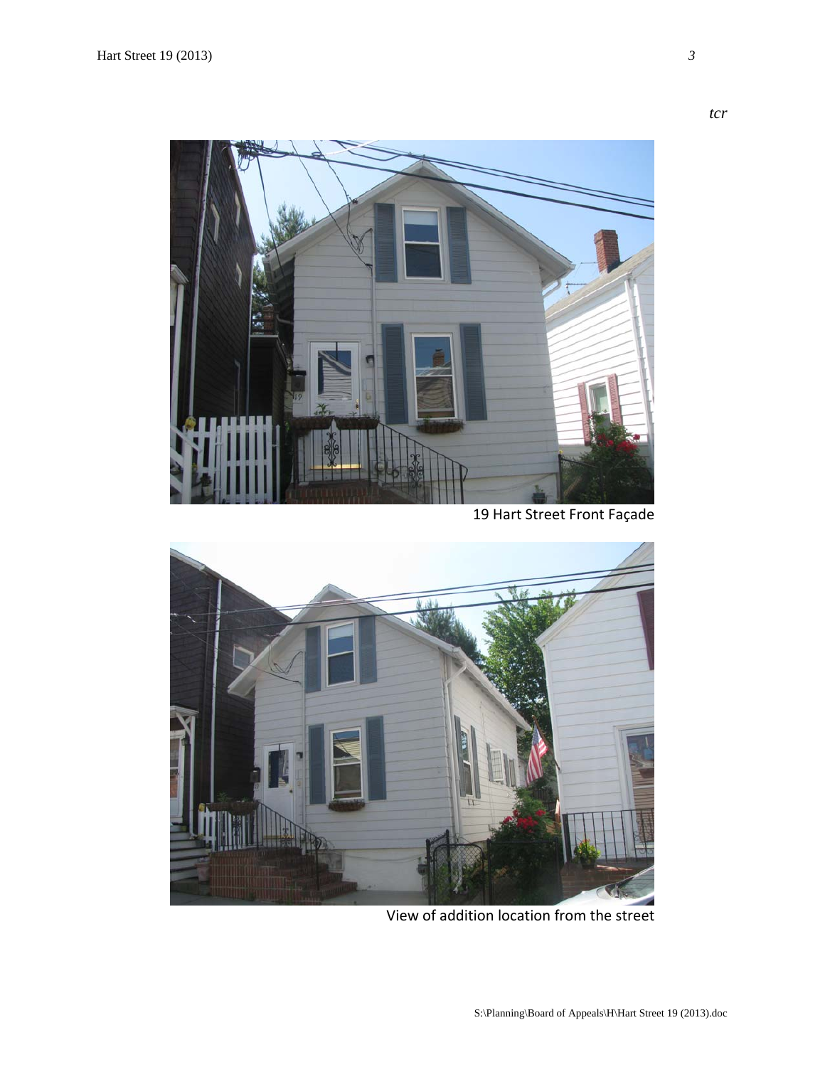tcr

19 Hart Street Front Façade

View of addition location from the street